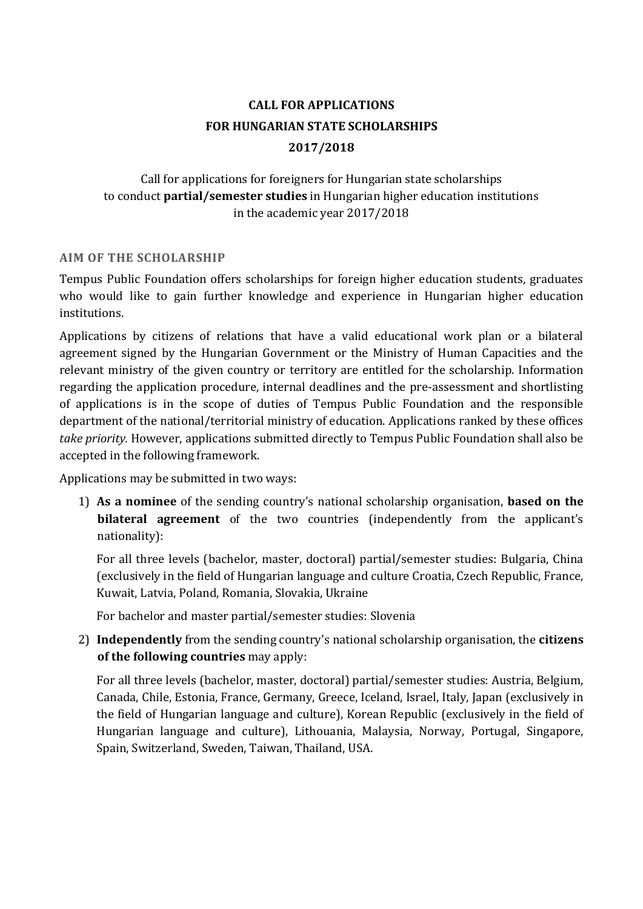# CALL FOR APPLICATIONS
# FOR HUNGARIAN STATE SCHOLARSHIPS
# 2017/2018

Call for applications for foreigners for Hungarian state scholarships to conduct **partial/semester studies** in Hungarian higher education institutions in the academic year 2017/2018

## AIM OF THE SCHOLARSHIP

Tempus Public Foundation offers scholarships for foreign higher education students, graduates who would like to gain further knowledge and experience in Hungarian higher education institutions.

Applications by citizens of relations that have a valid educational work plan or a bilateral agreement signed by the Hungarian Government or the Ministry of Human Capacities and the relevant ministry of the given country or territory are entitled for the scholarship. Information regarding the application procedure, internal deadlines and the pre-assessment and shortlisting of applications is in the scope of duties of Tempus Public Foundation and the responsible department of the national/territorial ministry of education. Applications ranked by these offices *take priority.* However, applications submitted directly to Tempus Public Foundation shall also be accepted in the following framework.

Applications may be submitted in two ways:

1) **As a nominee** of the sending country's national scholarship organisation, **based on the bilateral agreement** of the two countries (independently from the applicant's nationality):

   For all three levels (bachelor, master, doctoral) partial/semester studies: Bulgaria, China (exclusively in the field of Hungarian language and culture Croatia, Czech Republic, France, Kuwait, Latvia, Poland, Romania, Slovakia, Ukraine

   For bachelor and master partial/semester studies: Slovenia

2) **Independently** from the sending country's national scholarship organisation, the **citizens of the following countries** may apply:

   For all three levels (bachelor, master, doctoral) partial/semester studies: Austria, Belgium, Canada, Chile, Estonia, France, Germany, Greece, Iceland, Israel, Italy, Japan (exclusively in the field of Hungarian language and culture), Korean Republic (exclusively in the field of Hungarian language and culture), Lithouania, Malaysia, Norway, Portugal, Singapore, Spain, Switzerland, Sweden, Taiwan, Thailand, USA.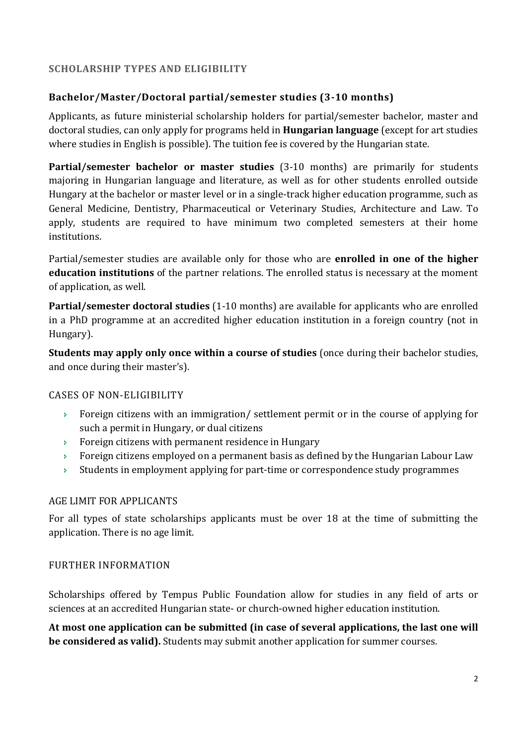## SCHOLARSHIP TYPES AND ELIGIBILITY

### Bachelor/Master/Doctoral partial/semester studies (3-10 months)

Applicants, as future ministerial scholarship holders for partial/semester bachelor, master and doctoral studies, can only apply for programs held in **Hungarian language** (except for art studies where studies in English is possible). The tuition fee is covered by the Hungarian state.

**Partial/semester bachelor or master studies** (3-10 months) are primarily for students majoring in Hungarian language and literature, as well as for other students enrolled outside Hungary at the bachelor or master level or in a single-track higher education programme, such as General Medicine, Dentistry, Pharmaceutical or Veterinary Studies, Architecture and Law. To apply, students are required to have minimum two completed semesters at their home institutions.

Partial/semester studies are available only for those who are **enrolled in one of the higher education institutions** of the partner relations. The enrolled status is necessary at the moment of application, as well.

**Partial/semester doctoral studies** (1-10 months) are available for applicants who are enrolled in a PhD programme at an accredited higher education institution in a foreign country (not in Hungary).

**Students may apply only once within a course of studies** (once during their bachelor studies, and once during their master's).

#### CASES OF NON-ELIGIBILITY

- Foreign citizens with an immigration/ settlement permit or in the course of applying for such a permit in Hungary, or dual citizens
- Foreign citizens with permanent residence in Hungary
- Foreign citizens employed on a permanent basis as defined by the Hungarian Labour Law
- Students in employment applying for part-time or correspondence study programmes

#### AGE LIMIT FOR APPLICANTS

For all types of state scholarships applicants must be over 18 at the time of submitting the application. There is no age limit.

#### FURTHER INFORMATION

Scholarships offered by Tempus Public Foundation allow for studies in any field of arts or sciences at an accredited Hungarian state- or church-owned higher education institution.

**At most one application can be submitted (in case of several applications, the last one will be considered as valid).** Students may submit another application for summer courses.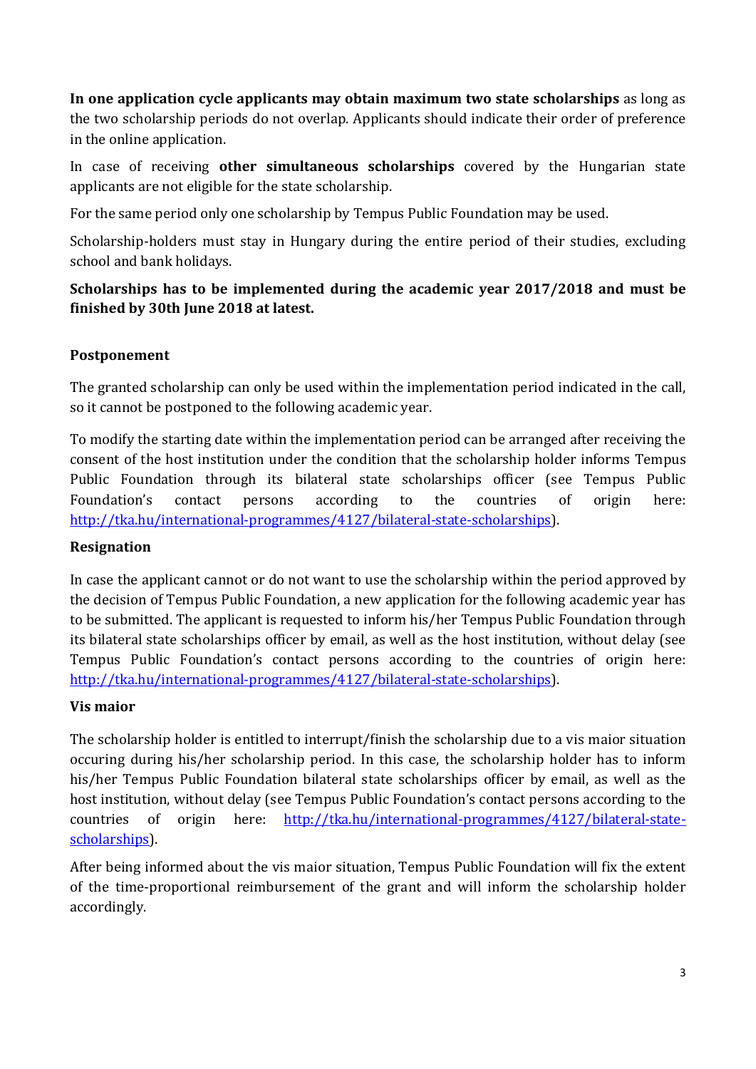**In one application cycle applicants may obtain maximum two state scholarships** as long as the two scholarship periods do not overlap. Applicants should indicate their order of preference in the online application.

In case of receiving **other simultaneous scholarships** covered by the Hungarian state applicants are not eligible for the state scholarship.

For the same period only one scholarship by Tempus Public Foundation may be used.

Scholarship-holders must stay in Hungary during the entire period of their studies, excluding school and bank holidays.

**Scholarships has to be implemented during the academic year 2017/2018 and must be finished by 30th June 2018 at latest.**

### Postponement

The granted scholarship can only be used within the implementation period indicated in the call, so it cannot be postponed to the following academic year.

To modify the starting date within the implementation period can be arranged after receiving the consent of the host institution under the condition that the scholarship holder informs Tempus Public Foundation through its bilateral state scholarships officer (see Tempus Public Foundation's contact persons according to the countries of origin here: [http://tka.hu/international-programmes/4127/bilateral-state-scholarships](http://tka.hu/international-programmes/4127/bilateral-state-scholarships)).

### Resignation

In case the applicant cannot or do not want to use the scholarship within the period approved by the decision of Tempus Public Foundation, a new application for the following academic year has to be submitted. The applicant is requested to inform his/her Tempus Public Foundation through its bilateral state scholarships officer by email, as well as the host institution, without delay (see Tempus Public Foundation's contact persons according to the countries of origin here: [http://tka.hu/international-programmes/4127/bilateral-state-scholarships](http://tka.hu/international-programmes/4127/bilateral-state-scholarships)).

### Vis maior

The scholarship holder is entitled to interrupt/finish the scholarship due to a vis maior situation occuring during his/her scholarship period. In this case, the scholarship holder has to inform his/her Tempus Public Foundation bilateral state scholarships officer by email, as well as the host institution, without delay (see Tempus Public Foundation's contact persons according to the countries of origin here: [http://tka.hu/international-programmes/4127/bilateral-state-scholarships](http://tka.hu/international-programmes/4127/bilateral-state-scholarships)).

After being informed about the vis maior situation, Tempus Public Foundation will fix the extent of the time-proportional reimbursement of the grant and will inform the scholarship holder accordingly.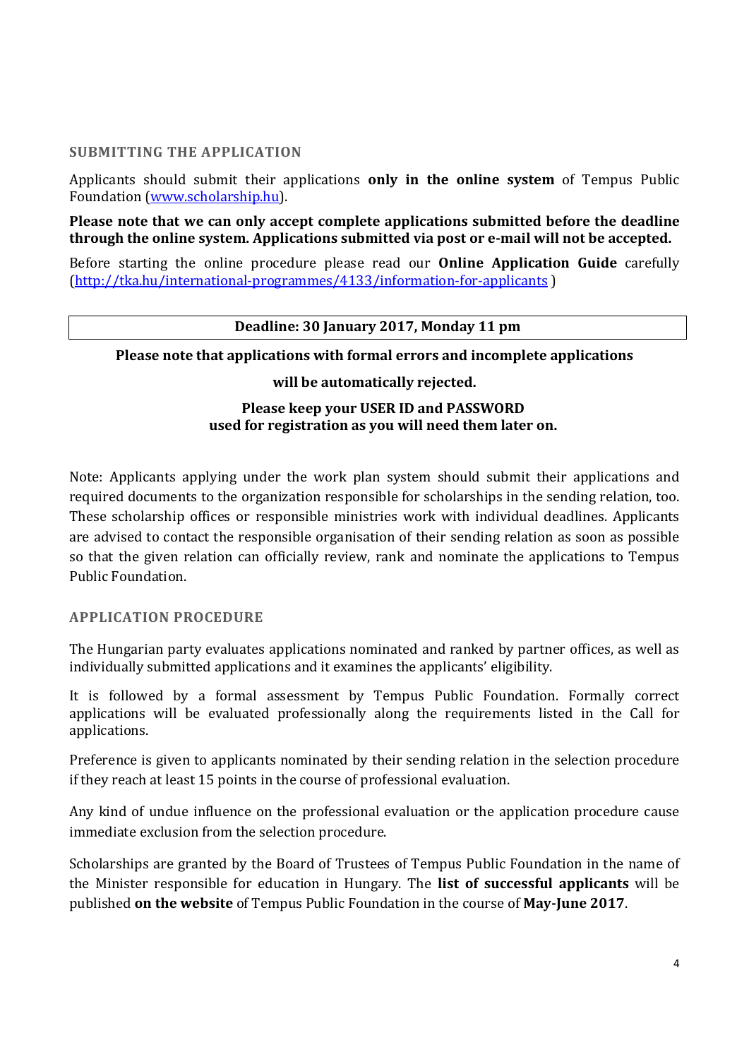## SUBMITTING THE APPLICATION

Applicants should submit their applications **only in the online system** of Tempus Public Foundation ([www.scholarship.hu](www.scholarship.hu)).

**Please note that we can only accept complete applications submitted before the deadline through the online system. Applications submitted via post or e-mail will not be accepted.**

Before starting the online procedure please read our **Online Application Guide** carefully ([http://tka.hu/international-programmes/4133/information-for-applicants](http://tka.hu/international-programmes/4133/information-for-applicants) )

| **Deadline: 30 January 2017, Monday 11 pm** |
|---|

**Please note that applications with formal errors and incomplete applications**

**will be automatically rejected.**

**Please keep your USER ID and PASSWORD used for registration as you will need them later on.**

Note: Applicants applying under the work plan system should submit their applications and required documents to the organization responsible for scholarships in the sending relation, too. These scholarship offices or responsible ministries work with individual deadlines. Applicants are advised to contact the responsible organisation of their sending relation as soon as possible so that the given relation can officially review, rank and nominate the applications to Tempus Public Foundation.

## APPLICATION PROCEDURE

The Hungarian party evaluates applications nominated and ranked by partner offices, as well as individually submitted applications and it examines the applicants' eligibility.

It is followed by a formal assessment by Tempus Public Foundation. Formally correct applications will be evaluated professionally along the requirements listed in the Call for applications.

Preference is given to applicants nominated by their sending relation in the selection procedure if they reach at least 15 points in the course of professional evaluation.

Any kind of undue influence on the professional evaluation or the application procedure cause immediate exclusion from the selection procedure.

Scholarships are granted by the Board of Trustees of Tempus Public Foundation in the name of the Minister responsible for education in Hungary. The **list of successful applicants** will be published **on the website** of Tempus Public Foundation in the course of **May-June 2017**.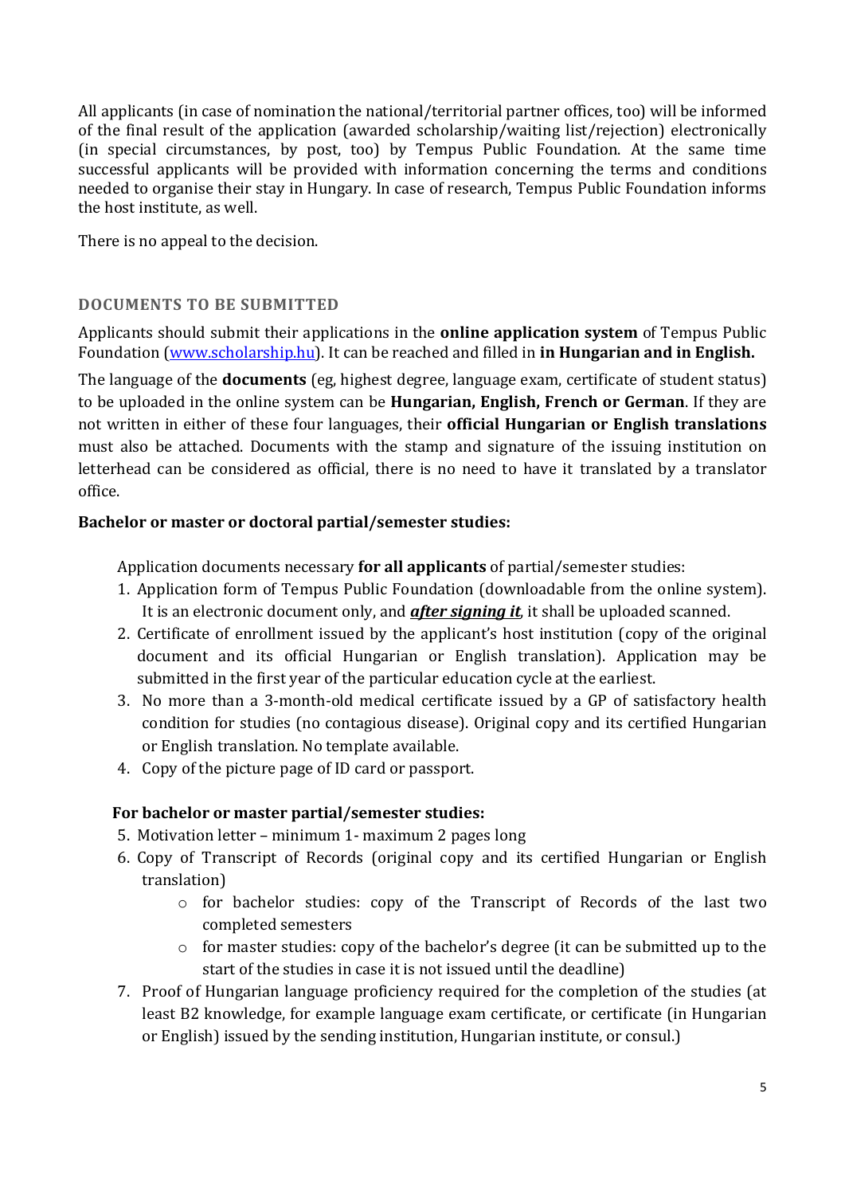All applicants (in case of nomination the national/territorial partner offices, too) will be informed of the final result of the application (awarded scholarship/waiting list/rejection) electronically (in special circumstances, by post, too) by Tempus Public Foundation. At the same time successful applicants will be provided with information concerning the terms and conditions needed to organise their stay in Hungary. In case of research, Tempus Public Foundation informs the host institute, as well.

There is no appeal to the decision.

## DOCUMENTS TO BE SUBMITTED

Applicants should submit their applications in the **online application system** of Tempus Public Foundation ([www.scholarship.hu](www.scholarship.hu)). It can be reached and filled in **in Hungarian and in English.**

The language of the **documents** (eg, highest degree, language exam, certificate of student status) to be uploaded in the online system can be **Hungarian, English, French or German**. If they are not written in either of these four languages, their **official Hungarian or English translations** must also be attached. Documents with the stamp and signature of the issuing institution on letterhead can be considered as official, there is no need to have it translated by a translator office.

**Bachelor or master or doctoral partial/semester studies:**

Application documents necessary **for all applicants** of partial/semester studies:

1. Application form of Tempus Public Foundation (downloadable from the online system). It is an electronic document only, and ***after signing it***, it shall be uploaded scanned.
2. Certificate of enrollment issued by the applicant's host institution (copy of the original document and its official Hungarian or English translation). Application may be submitted in the first year of the particular education cycle at the earliest.
3. No more than a 3-month-old medical certificate issued by a GP of satisfactory health condition for studies (no contagious disease). Original copy and its certified Hungarian or English translation. No template available.
4. Copy of the picture page of ID card or passport.

**For bachelor or master partial/semester studies:**

5. Motivation letter – minimum 1- maximum 2 pages long
6. Copy of Transcript of Records (original copy and its certified Hungarian or English translation)
   - for bachelor studies: copy of the Transcript of Records of the last two completed semesters
   - for master studies: copy of the bachelor's degree (it can be submitted up to the start of the studies in case it is not issued until the deadline)
7. Proof of Hungarian language proficiency required for the completion of the studies (at least B2 knowledge, for example language exam certificate, or certificate (in Hungarian or English) issued by the sending institution, Hungarian institute, or consul.)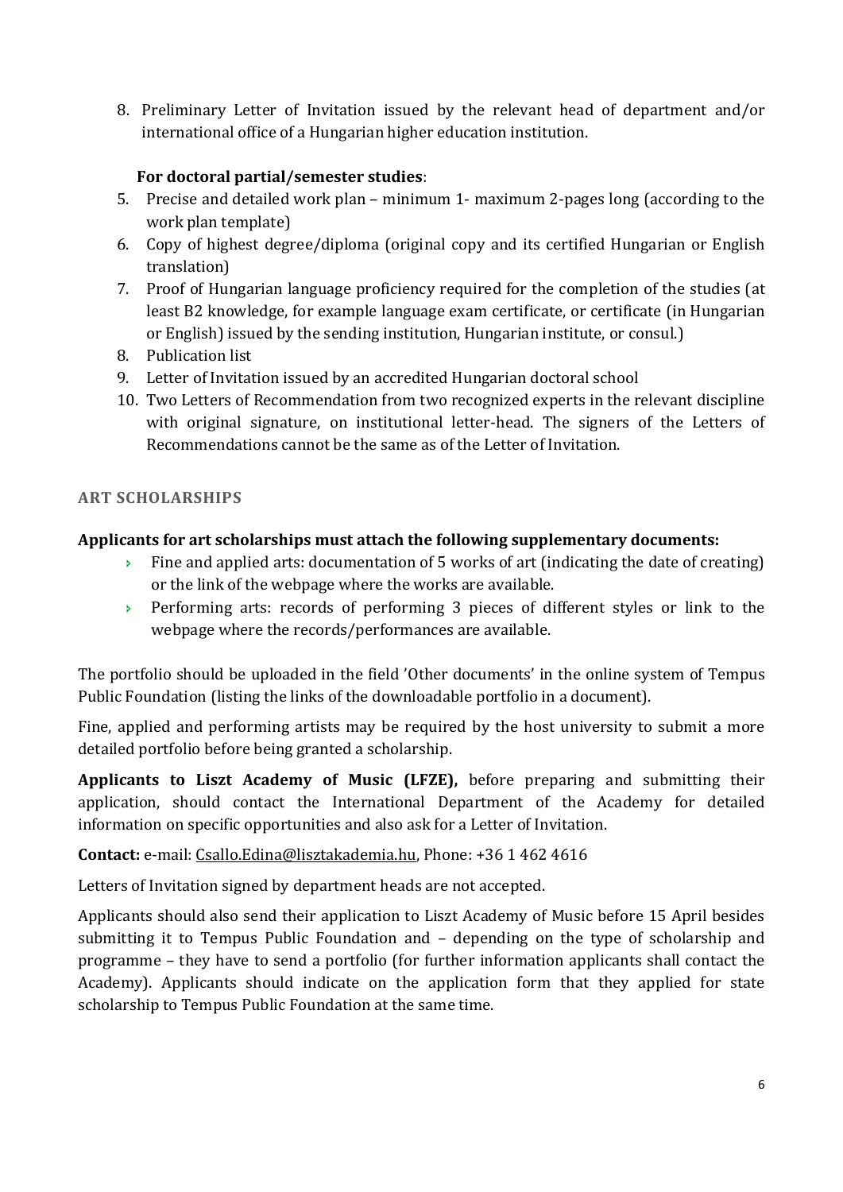8. Preliminary Letter of Invitation issued by the relevant head of department and/or international office of a Hungarian higher education institution.

**For doctoral partial/semester studies**:

5. Precise and detailed work plan – minimum 1- maximum 2-pages long (according to the work plan template)
6. Copy of highest degree/diploma (original copy and its certified Hungarian or English translation)
7. Proof of Hungarian language proficiency required for the completion of the studies (at least B2 knowledge, for example language exam certificate, or certificate (in Hungarian or English) issued by the sending institution, Hungarian institute, or consul.)
8. Publication list
9. Letter of Invitation issued by an accredited Hungarian doctoral school
10. Two Letters of Recommendation from two recognized experts in the relevant discipline with original signature, on institutional letter-head. The signers of the Letters of Recommendations cannot be the same as of the Letter of Invitation.

## ART SCHOLARSHIPS

**Applicants for art scholarships must attach the following supplementary documents:**

- Fine and applied arts: documentation of 5 works of art (indicating the date of creating) or the link of the webpage where the works are available.
- Performing arts: records of performing 3 pieces of different styles or link to the webpage where the records/performances are available.

The portfolio should be uploaded in the field 'Other documents' in the online system of Tempus Public Foundation (listing the links of the downloadable portfolio in a document).

Fine, applied and performing artists may be required by the host university to submit a more detailed portfolio before being granted a scholarship.

**Applicants to Liszt Academy of Music (LFZE),** before preparing and submitting their application, should contact the International Department of the Academy for detailed information on specific opportunities and also ask for a Letter of Invitation.

**Contact:** e-mail: Csallo.Edina@lisztakademia.hu, Phone: +36 1 462 4616

Letters of Invitation signed by department heads are not accepted.

Applicants should also send their application to Liszt Academy of Music before 15 April besides submitting it to Tempus Public Foundation and – depending on the type of scholarship and programme – they have to send a portfolio (for further information applicants shall contact the Academy). Applicants should indicate on the application form that they applied for state scholarship to Tempus Public Foundation at the same time.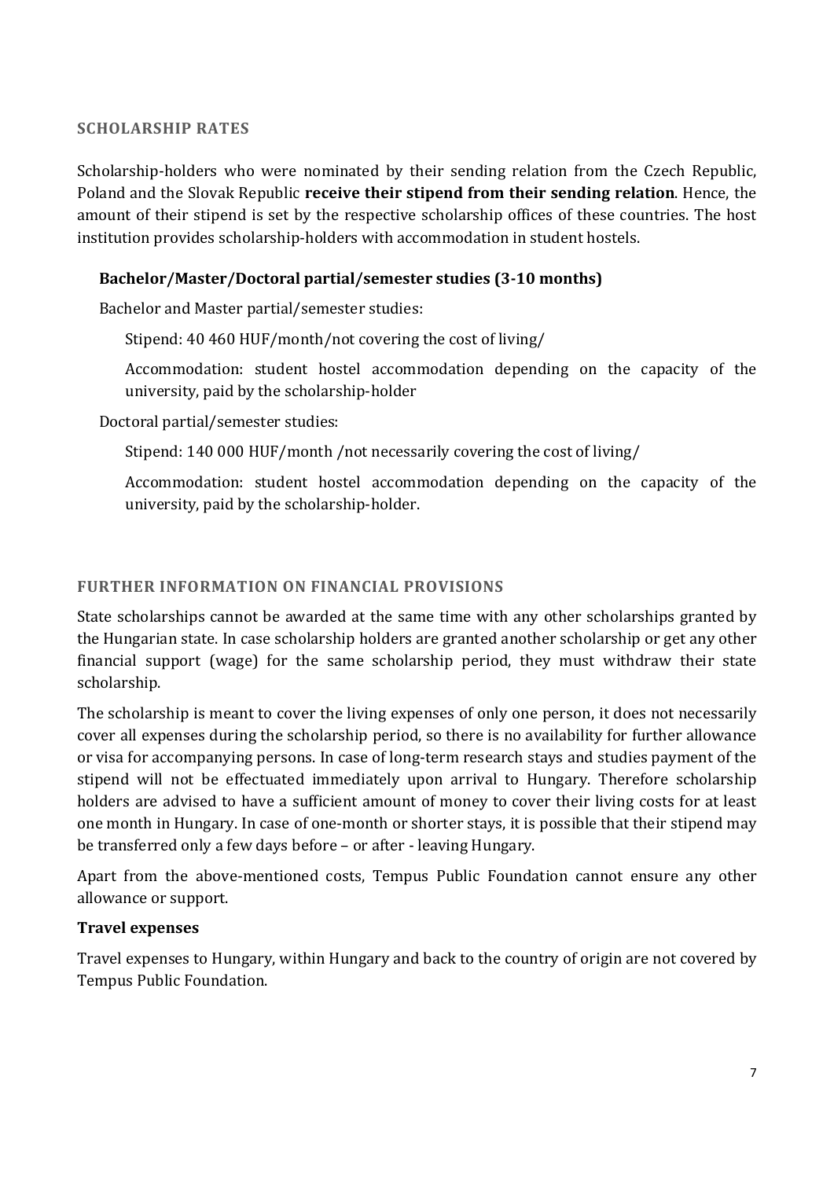## SCHOLARSHIP RATES

Scholarship-holders who were nominated by their sending relation from the Czech Republic, Poland and the Slovak Republic **receive their stipend from their sending relation**. Hence, the amount of their stipend is set by the respective scholarship offices of these countries. The host institution provides scholarship-holders with accommodation in student hostels.

### Bachelor/Master/Doctoral partial/semester studies (3-10 months)

Bachelor and Master partial/semester studies:

Stipend: 40 460 HUF/month/not covering the cost of living/

Accommodation: student hostel accommodation depending on the capacity of the university, paid by the scholarship-holder

Doctoral partial/semester studies:

Stipend: 140 000 HUF/month /not necessarily covering the cost of living/

Accommodation: student hostel accommodation depending on the capacity of the university, paid by the scholarship-holder.

## FURTHER INFORMATION ON FINANCIAL PROVISIONS

State scholarships cannot be awarded at the same time with any other scholarships granted by the Hungarian state. In case scholarship holders are granted another scholarship or get any other financial support (wage) for the same scholarship period, they must withdraw their state scholarship.

The scholarship is meant to cover the living expenses of only one person, it does not necessarily cover all expenses during the scholarship period, so there is no availability for further allowance or visa for accompanying persons. In case of long-term research stays and studies payment of the stipend will not be effectuated immediately upon arrival to Hungary. Therefore scholarship holders are advised to have a sufficient amount of money to cover their living costs for at least one month in Hungary. In case of one-month or shorter stays, it is possible that their stipend may be transferred only a few days before – or after - leaving Hungary.

Apart from the above-mentioned costs, Tempus Public Foundation cannot ensure any other allowance or support.

### Travel expenses

Travel expenses to Hungary, within Hungary and back to the country of origin are not covered by Tempus Public Foundation.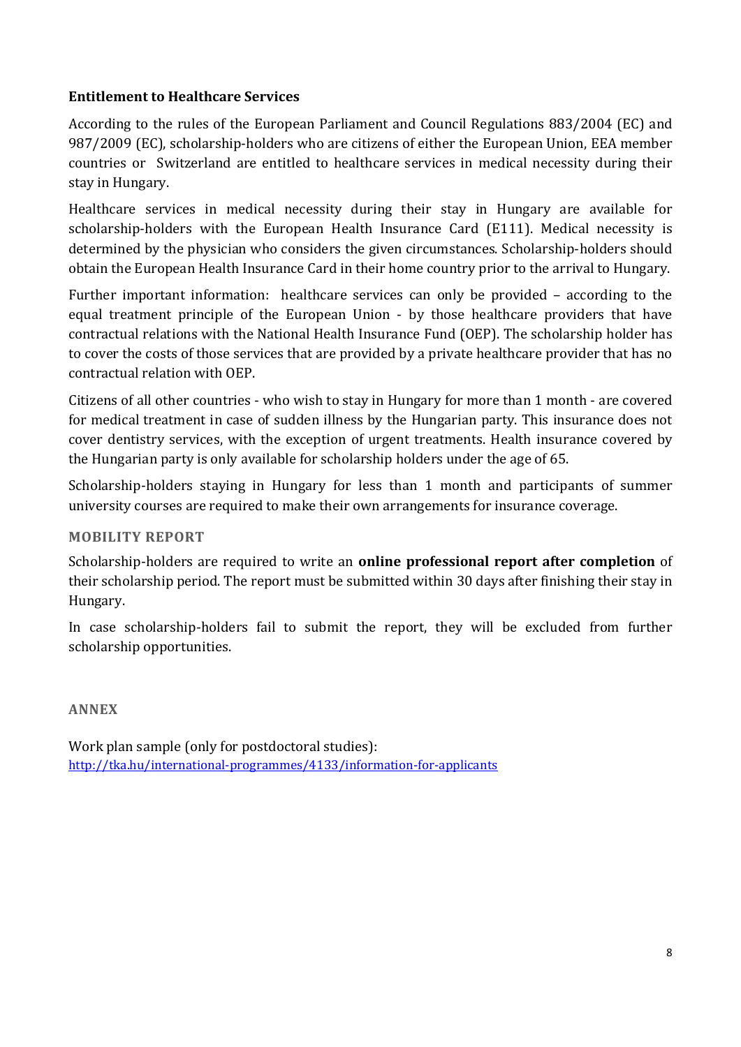### Entitlement to Healthcare Services

According to the rules of the European Parliament and Council Regulations 883/2004 (EC) and 987/2009 (EC), scholarship-holders who are citizens of either the European Union, EEA member countries or Switzerland are entitled to healthcare services in medical necessity during their stay in Hungary.

Healthcare services in medical necessity during their stay in Hungary are available for scholarship-holders with the European Health Insurance Card (E111). Medical necessity is determined by the physician who considers the given circumstances. Scholarship-holders should obtain the European Health Insurance Card in their home country prior to the arrival to Hungary.

Further important information: healthcare services can only be provided – according to the equal treatment principle of the European Union - by those healthcare providers that have contractual relations with the National Health Insurance Fund (OEP). The scholarship holder has to cover the costs of those services that are provided by a private healthcare provider that has no contractual relation with OEP.

Citizens of all other countries - who wish to stay in Hungary for more than 1 month - are covered for medical treatment in case of sudden illness by the Hungarian party. This insurance does not cover dentistry services, with the exception of urgent treatments. Health insurance covered by the Hungarian party is only available for scholarship holders under the age of 65.

Scholarship-holders staying in Hungary for less than 1 month and participants of summer university courses are required to make their own arrangements for insurance coverage.

## MOBILITY REPORT

Scholarship-holders are required to write an **online professional report after completion** of their scholarship period. The report must be submitted within 30 days after finishing their stay in Hungary.

In case scholarship-holders fail to submit the report, they will be excluded from further scholarship opportunities.

## ANNEX

Work plan sample (only for postdoctoral studies):
http://tka.hu/international-programmes/4133/information-for-applicants